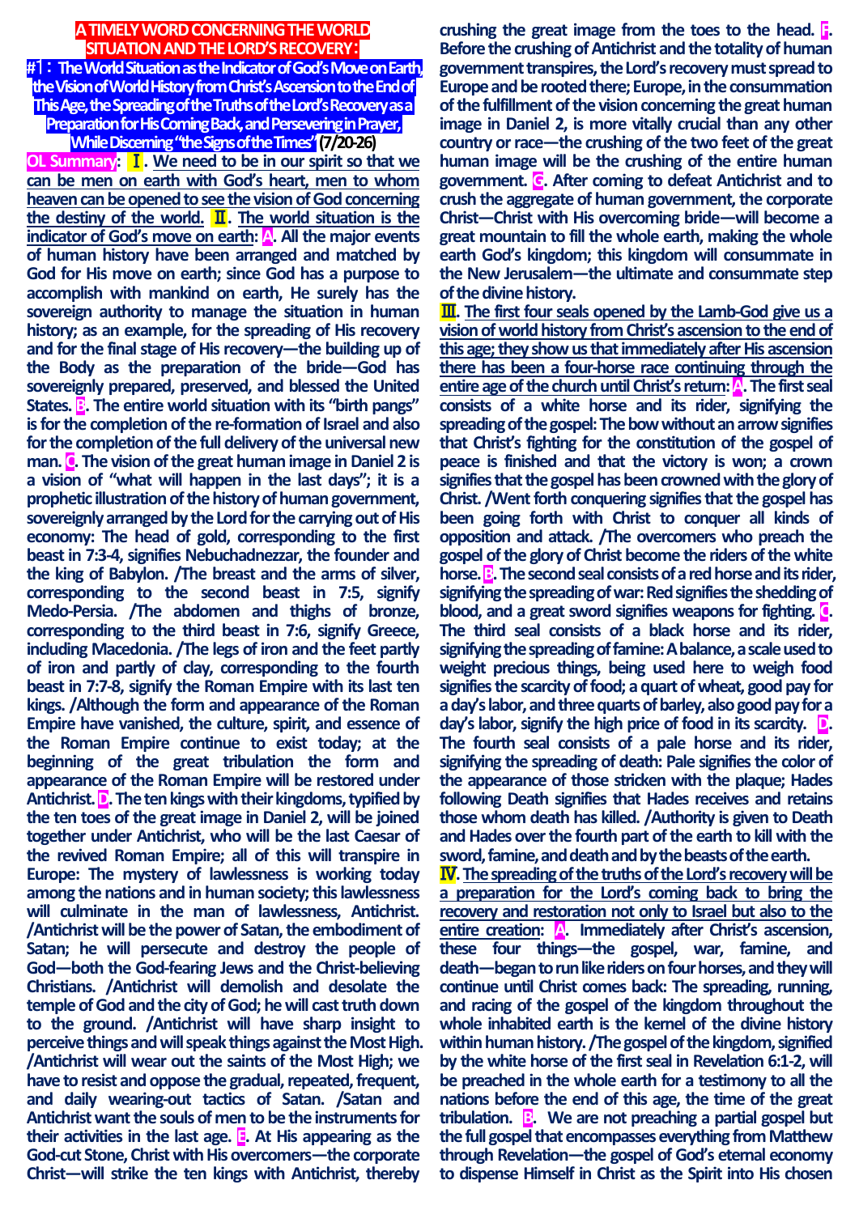# A TIMELY WORD CONCERNING THE WORLD SITUATION AND THE LORD'S RECOVERY:

## #1: The World Situation as the Indicator of God's Move on Earth, the Vision of World History from Christ's Ascension to the End of This Age, the Spreading of the Truths of the Lord's Recovery as a Preparation for His Coming Back, and Persevering in Prayer, While Discerning "the Signs of the Times" (7/20-26)

**OL Summary**: **Ⅰ**. **We need to be in our spirit so that we can be men on earth with God's heart, men to whom heaven can be opened to see the vision of God concerning the destiny of the world.** **Ⅱ**. **The world situation is the indicator of God's move on earth**: **A**. All the major events of human history have been arranged and matched by God for His move on earth; since God has a purpose to accomplish with mankind on earth, He surely has the sovereign authority to manage the situation in human history; as an example, for the spreading of His recovery and for the final stage of His recovery—the building up of the Body as the preparation of the bride—God has sovereignly prepared, preserved, and blessed the United States. **B**. The entire world situation with its "birth pangs" is for the completion of the re-formation of Israel and also for the completion of the full delivery of the universal new man. **C**. The vision of the great human image in Daniel 2 is a vision of "what will happen in the last days"; it is a prophetic illustration of the history of human government, sovereignly arranged by the Lord for the carrying out of His economy: The head of gold, corresponding to the first beast in 7:3-4, signifies Nebuchadnezzar, the founder and the king of Babylon. /The breast and the arms of silver, corresponding to the second beast in 7:5, signify Medo-Persia. /The abdomen and thighs of bronze, corresponding to the third beast in 7:6, signify Greece, including Macedonia. /The legs of iron and the feet partly of iron and partly of clay, corresponding to the fourth beast in 7:7-8, signify the Roman Empire with its last ten kings. /Although the form and appearance of the Roman Empire have vanished, the culture, spirit, and essence of the Roman Empire continue to exist today; at the beginning of the great tribulation the form and appearance of the Roman Empire will be restored under Antichrist. **D**. The ten kings with their kingdoms, typified by the ten toes of the great image in Daniel 2, will be joined together under Antichrist, who will be the last Caesar of the revived Roman Empire; all of this will transpire in Europe: The mystery of lawlessness is working today among the nations and in human society; this lawlessness will culminate in the man of lawlessness, Antichrist. /Antichrist will be the power of Satan, the embodiment of Satan; he will persecute and destroy the people of God—both the God-fearing Jews and the Christ-believing Christians. /Antichrist will demolish and desolate the temple of God and the city of God; he will cast truth down to the ground. /Antichrist will have sharp insight to perceive things and will speak things against the Most High. /Antichrist will wear out the saints of the Most High; we have to resist and oppose the gradual, repeated, frequent, and daily wearing-out tactics of Satan. /Satan and Antichrist want the souls of men to be the instruments for their activities in the last age. **E**. At His appearing as the God-cut Stone, Christ with His overcomers—the corporate Christ—will strike the ten kings with Antichrist, thereby crushing the great image from the toes to the head. **F**. Before the crushing of Antichrist and the totality of human government transpires, the Lord's recovery must spread to Europe and be rooted there; Europe, in the consummation of the fulfillment of the vision concerning the great human image in Daniel 2, is more vitally crucial than any other country or race—the crushing of the two feet of the great human image will be the crushing of the entire human government. **G**. After coming to defeat Antichrist and to crush the aggregate of human government, the corporate Christ—Christ with His overcoming bride—will become a great mountain to fill the whole earth, making the whole earth God's kingdom; this kingdom will consummate in the New Jerusalem—the ultimate and consummate step of the divine history.

**Ⅲ**. **The first four seals opened by the Lamb-God give us a vision of world history from Christ's ascension to the end of this age; they show us that immediately after His ascension there has been a four-horse race continuing through the entire age of the church until Christ's return**: **A**. The first seal consists of a white horse and its rider, signifying the spreading of the gospel: The bow without an arrow signifies that Christ's fighting for the constitution of the gospel of peace is finished and that the victory is won; a crown signifies that the gospel has been crowned with the glory of Christ. /Went forth conquering signifies that the gospel has been going forth with Christ to conquer all kinds of opposition and attack. /The overcomers who preach the gospel of the glory of Christ become the riders of the white horse. **B**. The second seal consists of a red horse and its rider, signifying the spreading of war: Red signifies the shedding of blood, and a great sword signifies weapons for fighting. **C**. The third seal consists of a black horse and its rider, signifying the spreading of famine: A balance, a scale used to weight precious things, being used here to weigh food signifies the scarcity of food; a quart of wheat, good pay for a day's labor, and three quarts of barley, also good pay for a day's labor, signify the high price of food in its scarcity. **D**. The fourth seal consists of a pale horse and its rider, signifying the spreading of death: Pale signifies the color of the appearance of those stricken with the plaque; Hades following Death signifies that Hades receives and retains those whom death has killed. /Authority is given to Death and Hades over the fourth part of the earth to kill with the sword, famine, and death and by the beasts of the earth.

**Ⅳ**. **The spreading of the truths of the Lord's recovery will be a preparation for the Lord's coming back to bring the recovery and restoration not only to Israel but also to the entire creation**: **A**. Immediately after Christ's ascension, these four things—the gospel, war, famine, and death—began to run like riders on four horses, and they will continue until Christ comes back: The spreading, running, and racing of the gospel of the kingdom throughout the whole inhabited earth is the kernel of the divine history within human history. /The gospel of the kingdom, signified by the white horse of the first seal in Revelation 6:1-2, will be preached in the whole earth for a testimony to all the nations before the end of this age, the time of the great tribulation. **B**. We are not preaching a partial gospel but the full gospel that encompasses everything from Matthew through Revelation—the gospel of God's eternal economy to dispense Himself in Christ as the Spirit into His chosen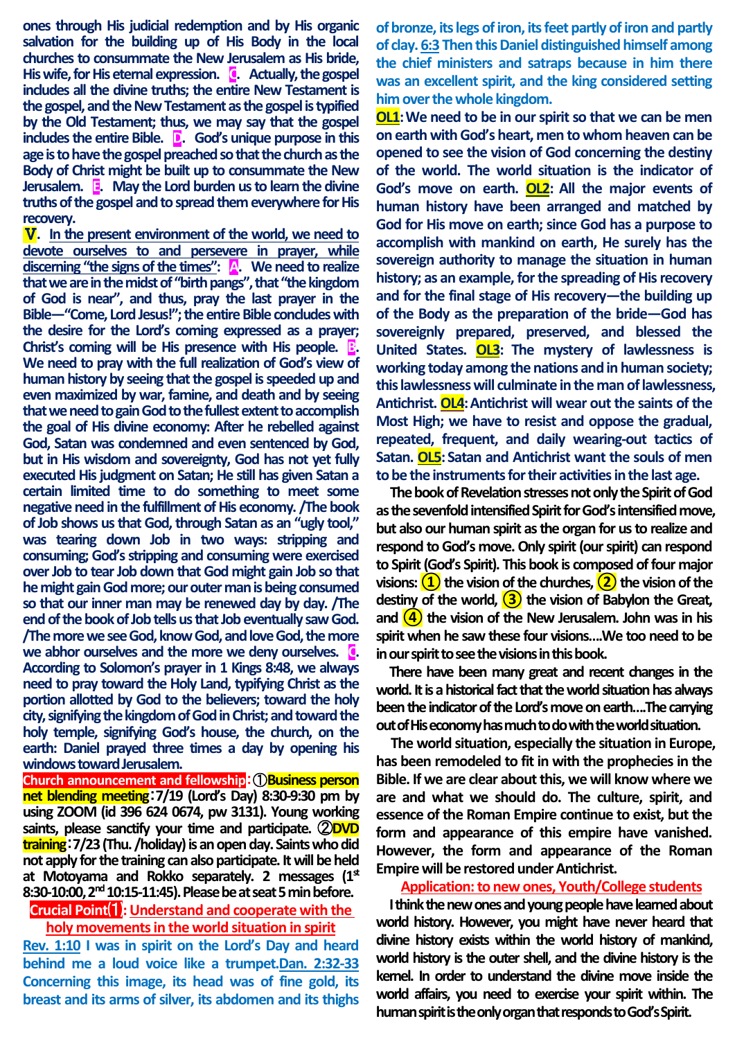ones through His judicial redemption and by His organic salvation for the building up of His Body in the local churches to consummate the New Jerusalem as His bride, His wife, for His eternal expression. **C**. Actually, the gospel includes all the divine truths; the entire New Testament is the gospel, and the New Testament as the gospel is typified by the Old Testament; thus, we may say that the gospel includes the entire Bible. **D**. God's unique purpose in this age is to have the gospel preached so that the church as the Body of Christ might be built up to consummate the New Jerusalem. **E**. May the Lord burden us to learn the divine truths of the gospel and to spread them everywhere for His recovery.

**Ⅴ. In the present environment of the world, we need to devote ourselves to and persevere in prayer, while discerning "the signs of the times": A**. We need to realize that we are in the midst of "birth pangs", that "the kingdom of God is near", and thus, pray the last prayer in the Bible—"Come, Lord Jesus!"; the entire Bible concludes with the desire for the Lord's coming expressed as a prayer; Christ's coming will be His presence with His people. **B**. We need to pray with the full realization of God's view of human history by seeing that the gospel is speeded up and even maximized by war, famine, and death and by seeing that we need to gain God to the fullest extent to accomplish the goal of His divine economy: After he rebelled against God, Satan was condemned and even sentenced by God, but in His wisdom and sovereignty, God has not yet fully executed His judgment on Satan; He still has given Satan a certain limited time to do something to meet some negative need in the fulfillment of His economy. /The book of Job shows us that God, through Satan as an "ugly tool," was tearing down Job in two ways: stripping and consuming; God's stripping and consuming were exercised over Job to tear Job down that God might gain Job so that he might gain God more; our outer man is being consumed so that our inner man may be renewed day by day. /The end of the book of Job tells us that Job eventually saw God. /The more we see God, know God, and love God, the more we abhor ourselves and the more we deny ourselves. **C**. According to Solomon's prayer in 1 Kings 8:48, we always need to pray toward the Holy Land, typifying Christ as the portion allotted by God to the believers; toward the holy city, signifying the kingdom of God in Christ; and toward the holy temple, signifying God's house, the church, on the earth: Daniel prayed three times a day by opening his windows toward Jerusalem.

**Church announcement and fellowship**: ①**Business person net blending meeting**: 7/19 (Lord's Day) 8:30-9:30 pm by using ZOOM (id 396 624 0674, pw 3131). Young working saints, please sanctify your time and participate. ②**DVD training**: 7/23 (Thu. /holiday) is an open day. Saints who did not apply for the training can also participate. It will be held at Motoyama and Rokko separately. 2 messages (1st 8:30-10:00, 2nd 10:15-11:45). Please be at seat 5 min before.

**Crucial Point⑴: Understand and cooperate with the holy movements in the world situation in spirit**

**Rev. 1:10 I was in spirit on the Lord's Day and heard behind me a loud voice like a trumpet. Dan. 2:32-33 Concerning this image, its head was of fine gold, its breast and its arms of silver, its abdomen and its thighs of bronze, its legs of iron, its feet partly of iron and partly of clay. 6:3 Then this Daniel distinguished himself among the chief ministers and satraps because in him there was an excellent spirit, and the king considered setting him over the whole kingdom.**

**OL1**: We need to be in our spirit so that we can be men on earth with God's heart, men to whom heaven can be opened to see the vision of God concerning the destiny of the world. The world situation is the indicator of God's move on earth. **OL2**: All the major events of human history have been arranged and matched by God for His move on earth; since God has a purpose to accomplish with mankind on earth, He surely has the sovereign authority to manage the situation in human history; as an example, for the spreading of His recovery and for the final stage of His recovery—the building up of the Body as the preparation of the bride—God has sovereignly prepared, preserved, and blessed the United States. **OL3**: The mystery of lawlessness is working today among the nations and in human society; this lawlessness will culminate in the man of lawlessness, Antichrist. **OL4**: Antichrist will wear out the saints of the Most High; we have to resist and oppose the gradual, repeated, frequent, and daily wearing-out tactics of Satan. **OL5**: Satan and Antichrist want the souls of men to be the instruments for their activities in the last age.

The book of Revelation stresses not only the Spirit of God as the sevenfold intensified Spirit for God's intensified move, but also our human spirit as the organ for us to realize and respond to God's move. Only spirit (our spirit) can respond to Spirit (God's Spirit). This book is composed of four major visions: ① the vision of the churches, ② the vision of the destiny of the world, ③ the vision of Babylon the Great, and ④ the vision of the New Jerusalem. John was in his spirit when he saw these four visions....We too need to be in our spirit to see the visions in this book.

There have been many great and recent changes in the world. It is a historical fact that the world situation has always been the indicator of the Lord's move on earth....The carrying out of His economy has much to do with the world situation.

The world situation, especially the situation in Europe, has been remodeled to fit in with the prophecies in the Bible. If we are clear about this, we will know where we are and what we should do. The culture, spirit, and essence of the Roman Empire continue to exist, but the form and appearance of this empire have vanished. However, the form and appearance of the Roman Empire will be restored under Antichrist.

**Application: to new ones, Youth/College students**

I think the new ones and young people have learned about world history. However, you might have never heard that divine history exists within the world history of mankind, world history is the outer shell, and the divine history is the kernel. In order to understand the divine move inside the world affairs, you need to exercise your spirit within. The human spirit is the only organ that responds to God's Spirit.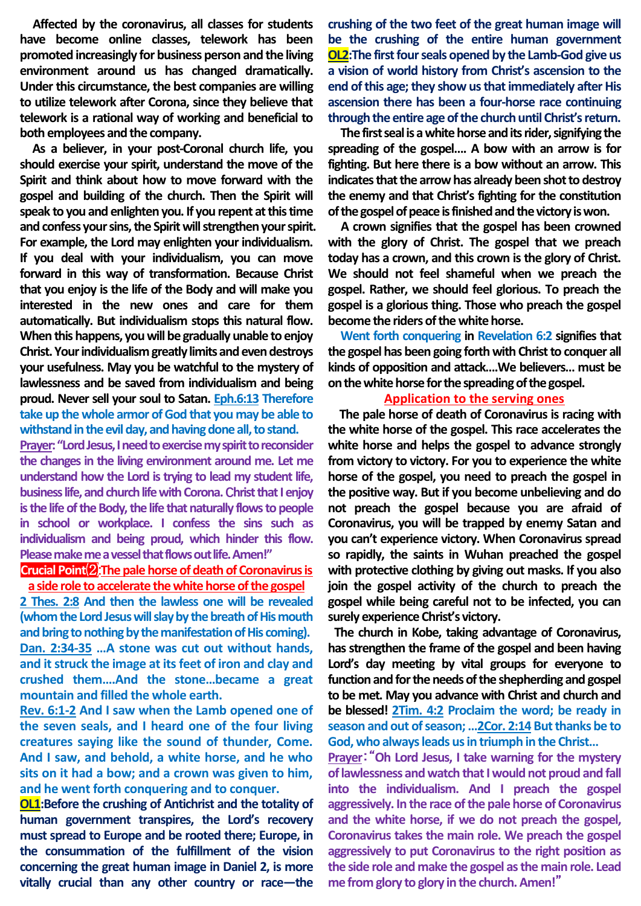**Affected by the coronavirus, all classes for students have become online classes, telework has been promoted increasingly for business person and the living environment around us has changed dramatically. Under this circumstance, the best companies are willing to utilize telework after Corona, since they believe that telework is a rational way of working and beneficial to both employees and the company.**

**As a believer, in your post-Coronal church life, you should exercise your spirit, understand the move of the Spirit and think about how to move forward with the gospel and building of the church. Then the Spirit will speak to you and enlighten you. If you repent at this time and confess your sins, the Spirit will strengthen your spirit. For example, the Lord may enlighten your individualism. If you deal with your individualism, you can move forward in this way of transformation. Because Christ that you enjoy is the life of the Body and will make you interested in the new ones and care for them automatically. But individualism stops this natural flow. When this happens, you will be gradually unable to enjoy Christ. Your individualism greatly limits and even destroys your usefulness. May you be watchful to the mystery of lawlessness and be saved from individualism and being proud. Never sell your soul to Satan.** **Eph.6:13 Therefore take up the whole armor of God that you may be able to withstand in the evil day, and having done all, to stand.**

**Prayer: "Lord Jesus, I need to exercise my spirit to reconsider the changes in the living environment around me. Let me understand how the Lord is trying to lead my student life, business life, and church life with Corona. Christ that I enjoy is the life of the Body, the life that naturally flows to people in school or workplace. I confess the sins such as individualism and being proud, which hinder this flow. Please make me a vessel that flows out life. Amen!"**

## Crucial Point②: The pale horse of death of Coronavirus is a side role to accelerate the white horse of the gospel

**2 Thes. 2:8 And then the lawless one will be revealed (whom the Lord Jesus will slay by the breath of His mouth and bring to nothing by the manifestation of His coming).**
**Dan. 2:34-35 …A stone was cut out without hands, and it struck the image at its feet of iron and clay and crushed them….And the stone…became a great mountain and filled the whole earth.**
**Rev. 6:1-2 And I saw when the Lamb opened one of the seven seals, and I heard one of the four living creatures saying like the sound of thunder, Come. And I saw, and behold, a white horse, and he who sits on it had a bow; and a crown was given to him, and he went forth conquering and to conquer.**

**OL1: Before the crushing of Antichrist and the totality of human government transpires, the Lord's recovery must spread to Europe and be rooted there; Europe, in the consummation of the fulfillment of the vision concerning the great human image in Daniel 2, is more vitally crucial than any other country or race—the crushing of the two feet of the great human image will be the crushing of the entire human government**

**OL2: The first four seals opened by the Lamb-God give us a vision of world history from Christ's ascension to the end of this age; they show us that immediately after His ascension there has been a four-horse race continuing through the entire age of the church until Christ's return.**

**The first seal is a white horse and its rider, signifying the spreading of the gospel…. A bow with an arrow is for fighting. But here there is a bow without an arrow. This indicates that the arrow has already been shot to destroy the enemy and that Christ's fighting for the constitution of the gospel of peace is finished and the victory is won.**

**A crown signifies that the gospel has been crowned with the glory of Christ. The gospel that we preach today has a crown, and this crown is the glory of Christ. We should not feel shameful when we preach the gospel. Rather, we should feel glorious. To preach the gospel is a glorious thing. Those who preach the gospel become the riders of the white horse.**

**Went forth conquering in Revelation 6:2 signifies that the gospel has been going forth with Christ to conquer all kinds of opposition and attack….We believers… must be on the white horse for the spreading of the gospel.**

## Application to the serving ones

**The pale horse of death of Coronavirus is racing with the white horse of the gospel. This race accelerates the white horse and helps the gospel to advance strongly from victory to victory. For you to experience the white horse of the gospel, you need to preach the gospel in the positive way. But if you become unbelieving and do not preach the gospel because you are afraid of Coronavirus, you will be trapped by enemy Satan and you can't experience victory. When Coronavirus spread so rapidly, the saints in Wuhan preached the gospel with protective clothing by giving out masks. If you also join the gospel activity of the church to preach the gospel while being careful not to be infected, you can surely experience Christ's victory.**

**The church in Kobe, taking advantage of Coronavirus, has strengthen the frame of the gospel and been having Lord's day meeting by vital groups for everyone to function and for the needs of the shepherding and gospel to be met. May you advance with Christ and church and be blessed!** **2Tim. 4:2 Proclaim the word; be ready in season and out of season; …2Cor. 2:14 But thanks be to God, who always leads us in triumph in the Christ…**

**Prayer: "Oh Lord Jesus, I take warning for the mystery of lawlessness and watch that I would not proud and fall into the individualism. And I preach the gospel aggressively. In the race of the pale horse of Coronavirus and the white horse, if we do not preach the gospel, Coronavirus takes the main role. We preach the gospel aggressively to put Coronavirus to the right position as the side role and make the gospel as the main role. Lead me from glory to glory in the church. Amen!"**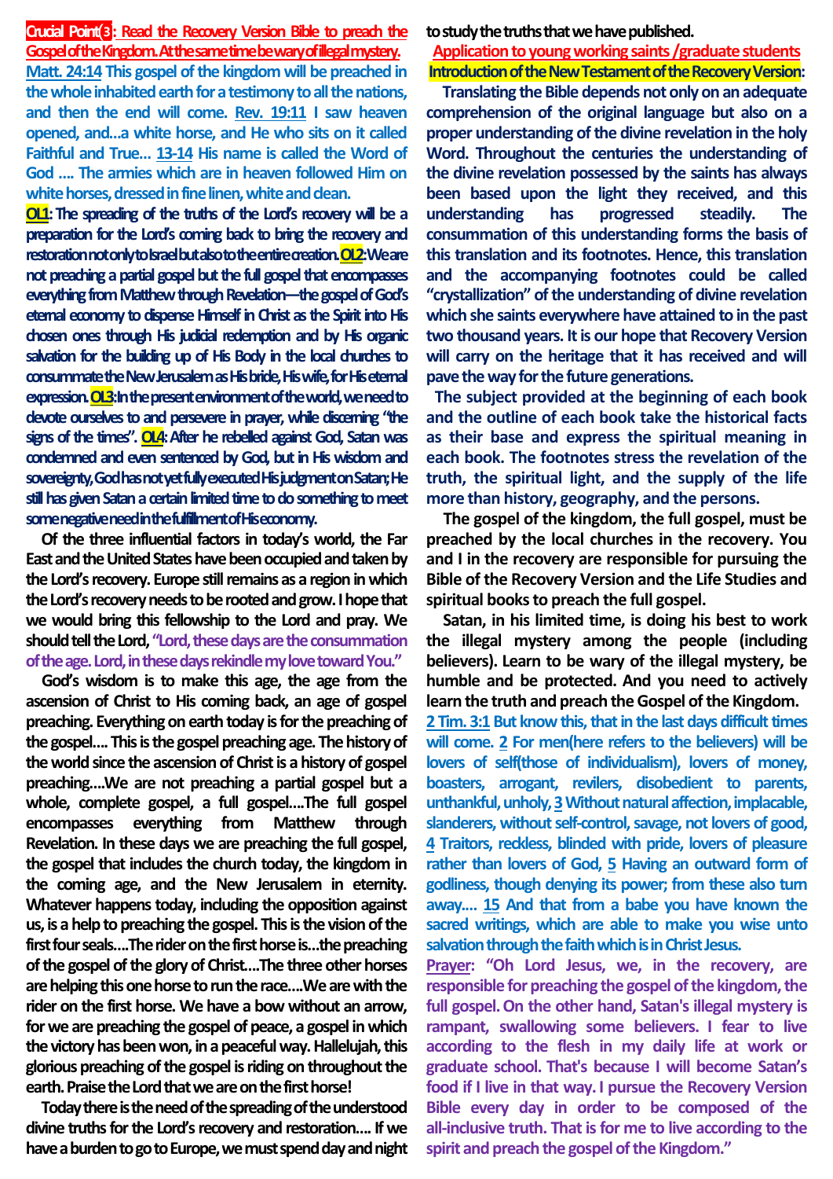**Crucial Point(3): Read the Recovery Version Bible to preach the Gospel of the Kingdom. At the same time be wary of illegal mystery.**

**Matt. 24:14 This gospel of the kingdom will be preached in the whole inhabited earth for a testimony to all the nations, and then the end will come. Rev. 19:11 I saw heaven opened, and…a white horse, and He who sits on it called Faithful and True… 13-14 His name is called the Word of God …. The armies which are in heaven followed Him on white horses, dressed in fine linen, white and clean.**

**OL1: The spreading of the truths of the Lord's recovery will be a preparation for the Lord's coming back to bring the recovery and restoration not only to Israel but also to the entire creation. OL2: We are not preaching a partial gospel but the full gospel that encompasses everything from Matthew through Revelation—the gospel of God's eternal economy to dispense Himself in Christ as the Spirit into His chosen ones through His judicial redemption and by His organic salvation for the building up of His Body in the local churches to consummate the New Jerusalem as His bride, His wife, for His eternal expression. OL3: In the present environment of the world, we need to devote ourselves to and persevere in prayer, while discerning "the signs of the times". OL4: After he rebelled against God, Satan was condemned and even sentenced by God, but in His wisdom and sovereignty, God has not yet fully executed His judgment on Satan; He still has given Satan a certain limited time to do something to meet some negative need in the fulfillment of His economy.**

Of the three influential factors in today's world, the Far East and the United States have been occupied and taken by the Lord's recovery. Europe still remains as a region in which the Lord's recovery needs to be rooted and grow. I hope that we would bring this fellowship to the Lord and pray. We should tell the Lord, **"Lord, these days are the consummation of the age. Lord, in these days rekindle my love toward You."**

God's wisdom is to make this age, the age from the ascension of Christ to His coming back, an age of gospel preaching. Everything on earth today is for the preaching of the gospel…. This is the gospel preaching age. The history of the world since the ascension of Christ is a history of gospel preaching….We are not preaching a partial gospel but a whole, complete gospel, a full gospel….The full gospel encompasses everything from Matthew through Revelation. In these days we are preaching the full gospel, the gospel that includes the church today, the kingdom in the coming age, and the New Jerusalem in eternity. Whatever happens today, including the opposition against us, is a help to preaching the gospel. This is the vision of the first four seals….The rider on the first horse is…the preaching of the gospel of the glory of Christ….The three other horses are helping this one horse to run the race….We are with the rider on the first horse. We have a bow without an arrow, for we are preaching the gospel of peace, a gospel in which the victory has been won, in a peaceful way. Hallelujah, this glorious preaching of the gospel is riding on throughout the earth. Praise the Lord that we are on the first horse!

Today there is the need of the spreading of the understood divine truths for the Lord's recovery and restoration…. If we have a burden to go to Europe, we must spend day and night to study the truths that we have published.

**Application to young working saints /graduate students**

**Introduction of the New Testament of the Recovery Version:**

Translating the Bible depends not only on an adequate comprehension of the original language but also on a proper understanding of the divine revelation in the holy Word. Throughout the centuries the understanding of the divine revelation possessed by the saints has always been based upon the light they received, and this understanding has progressed steadily. The consummation of this understanding forms the basis of this translation and its footnotes. Hence, this translation and the accompanying footnotes could be called "crystallization" of the understanding of divine revelation which she saints everywhere have attained to in the past two thousand years. It is our hope that Recovery Version will carry on the heritage that it has received and will pave the way for the future generations.

The subject provided at the beginning of each book and the outline of each book take the historical facts as their base and express the spiritual meaning in each book. The footnotes stress the revelation of the truth, the spiritual light, and the supply of the life more than history, geography, and the persons.

The gospel of the kingdom, the full gospel, must be preached by the local churches in the recovery. You and I in the recovery are responsible for pursuing the Bible of the Recovery Version and the Life Studies and spiritual books to preach the full gospel.

Satan, in his limited time, is doing his best to work the illegal mystery among the people (including believers). Learn to be wary of the illegal mystery, be humble and be protected. And you need to actively learn the truth and preach the Gospel of the Kingdom.

**2 Tim. 3:1 But know this, that in the last days difficult times will come. 2 For men(here refers to the believers) will be lovers of self(those of individualism), lovers of money, boasters, arrogant, revilers, disobedient to parents, unthankful, unholy, 3 Without natural affection, implacable, slanderers, without self-control, savage, not lovers of good, 4 Traitors, reckless, blinded with pride, lovers of pleasure rather than lovers of God, 5 Having an outward form of godliness, though denying its power; from these also turn away…. 15 And that from a babe you have known the sacred writings, which are able to make you wise unto salvation through the faith which is in Christ Jesus.**

**Prayer: "Oh Lord Jesus, we, in the recovery, are responsible for preaching the gospel of the kingdom, the full gospel. On the other hand, Satan's illegal mystery is rampant, swallowing some believers. I fear to live according to the flesh in my daily life at work or graduate school. That's because I will become Satan's food if I live in that way. I pursue the Recovery Version Bible every day in order to be composed of the all-inclusive truth. That is for me to live according to the spirit and preach the gospel of the Kingdom."**